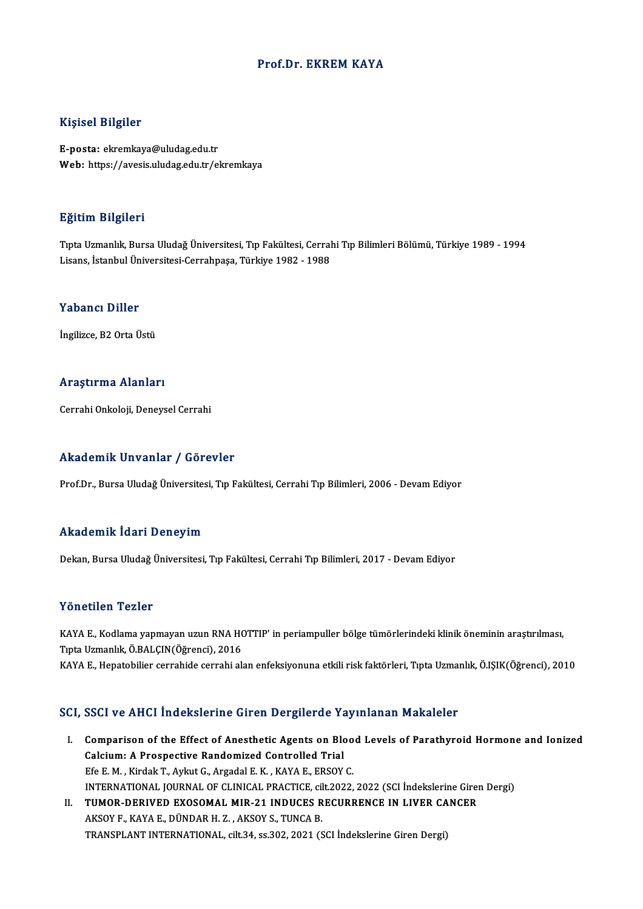# Prof.Dr. EKREM KAYA

## Kişisel Bilgiler

**E-posta:** ekremkaya@uludag.edu.tr
**Web:** https://avesis.uludag.edu.tr/ekremkaya

## Eğitim Bilgileri

Tıpta Uzmanlık, Bursa Uludağ Üniversitesi, Tıp Fakültesi, Cerrahi Tıp Bilimleri Bölümü, Türkiye 1989 - 1994
Lisans, İstanbul Üniversitesi-Cerrahpaşa, Türkiye 1982 - 1988

## Yabancı Diller

İngilizce, B2 Orta Üstü

## Araştırma Alanları

Cerrahi Onkoloji, Deneysel Cerrahi

## Akademik Unvanlar / Görevler

Prof.Dr., Bursa Uludağ Üniversitesi, Tıp Fakültesi, Cerrahi Tıp Bilimleri, 2006 - Devam Ediyor

## Akademik İdari Deneyim

Dekan, Bursa Uludağ Üniversitesi, Tıp Fakültesi, Cerrahi Tıp Bilimleri, 2017 - Devam Ediyor

## Yönetilen Tezler

KAYA E., Kodlama yapmayan uzun RNA HOTTIP' in periampuller bölge tümörlerindeki klinik öneminin araştırılması, Tıpta Uzmanlık, Ö.BALÇIN(Öğrenci), 2016
KAYA E., Hepatobilier cerrahide cerrahi alan enfeksiyonuna etkili risk faktörleri, Tıpta Uzmanlık, Ö.IŞIK(Öğrenci), 2010

## SCI, SSCI ve AHCI İndekslerine Giren Dergilerde Yayınlanan Makaleler

I. **Comparison of the Effect of Anesthetic Agents on Blood Levels of Parathyroid Hormone and Ionized Calcium: A Prospective Randomized Controlled Trial**
Efe E. M. , Kirdak T., Aykut G., Argadal E. K. , KAYA E., ERSOY C.
INTERNATIONAL JOURNAL OF CLINICAL PRACTICE, cilt.2022, 2022 (SCI İndekslerine Giren Dergi)

II. **TUMOR-DERIVED EXOSOMAL MIR-21 INDUCES RECURRENCE IN LIVER CANCER**
AKSOY F., KAYA E., DÜNDAR H. Z. , AKSOY S., TUNCA B.
TRANSPLANT INTERNATIONAL, cilt.34, ss.302, 2021 (SCI İndekslerine Giren Dergi)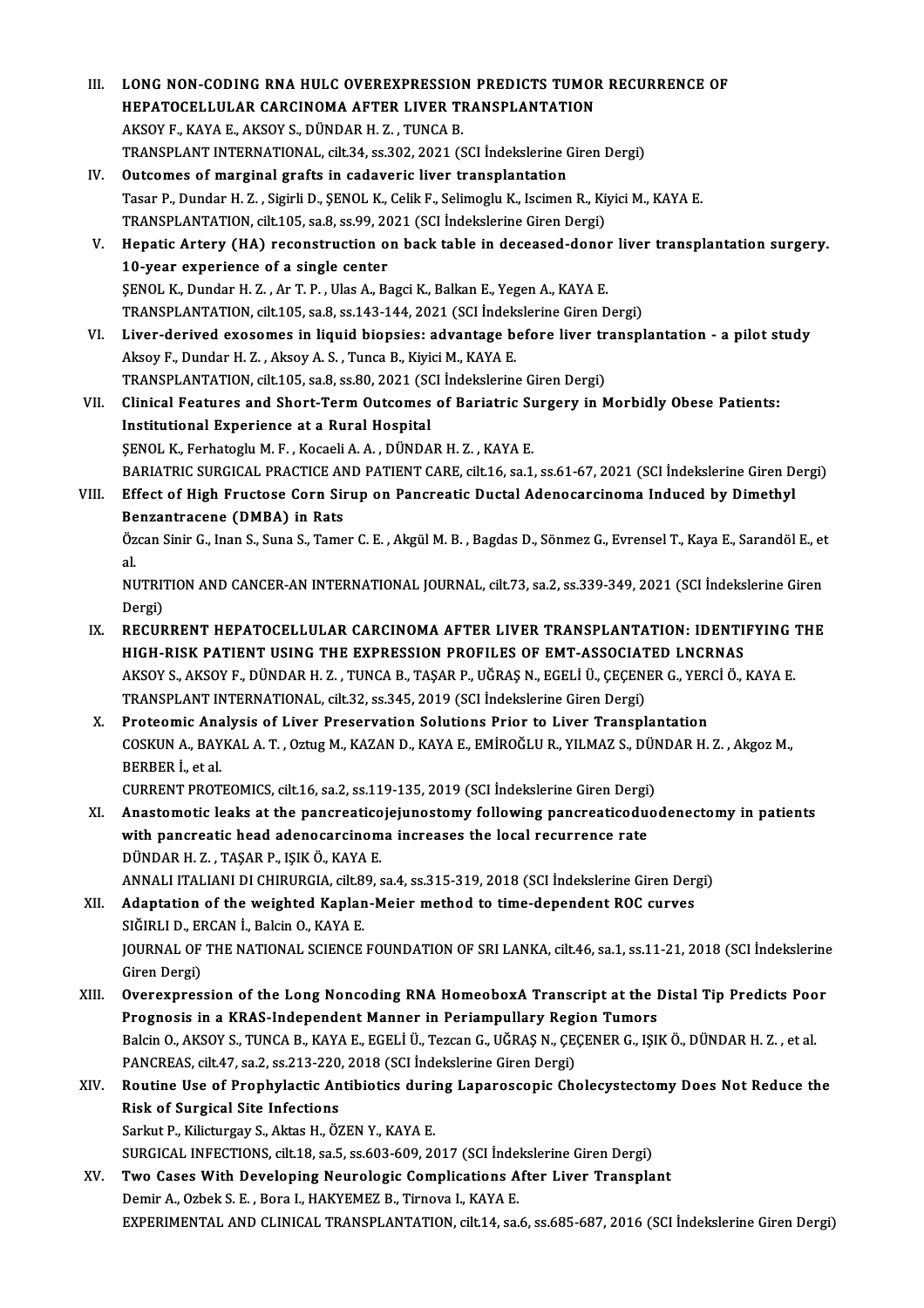III. **LONG NON-CODING RNA HULC OVEREXPRESSION PREDICTS TUMOR RECURRENCE OF HEPATOCELLULAR CARCINOMA AFTER LIVER TRANSPLANTATION**
AKSOY F., KAYA E., AKSOY S., DÜNDAR H. Z. , TUNCA B.
TRANSPLANT INTERNATIONAL, cilt.34, ss.302, 2021 (SCI İndekslerine Giren Dergi)

IV. **Outcomes of marginal grafts in cadaveric liver transplantation**
Tasar P., Dundar H. Z. , Sigirli D., ŞENOL K., Celik F., Selimoglu K., Iscimen R., Kiyici M., KAYA E.
TRANSPLANTATION, cilt.105, sa.8, ss.99, 2021 (SCI İndekslerine Giren Dergi)

V. **Hepatic Artery (HA) reconstruction on back table in deceased-donor liver transplantation surgery. 10-year experience of a single center**
ŞENOL K., Dundar H. Z. , Ar T. P. , Ulas A., Bagci K., Balkan E., Yegen A., KAYA E.
TRANSPLANTATION, cilt.105, sa.8, ss.143-144, 2021 (SCI İndekslerine Giren Dergi)

VI. **Liver-derived exosomes in liquid biopsies: advantage before liver transplantation - a pilot study**
Aksoy F., Dundar H. Z. , Aksoy A. S. , Tunca B., Kiyici M., KAYA E.
TRANSPLANTATION, cilt.105, sa.8, ss.80, 2021 (SCI İndekslerine Giren Dergi)

VII. **Clinical Features and Short-Term Outcomes of Bariatric Surgery in Morbidly Obese Patients: Institutional Experience at a Rural Hospital**
ŞENOL K., Ferhatoglu M. F. , Kocaeli A. A. , DÜNDAR H. Z. , KAYA E.
BARIATRIC SURGICAL PRACTICE AND PATIENT CARE, cilt.16, sa.1, ss.61-67, 2021 (SCI İndekslerine Giren Dergi)

VIII. **Effect of High Fructose Corn Sirup on Pancreatic Ductal Adenocarcinoma Induced by Dimethyl Benzantracene (DMBA) in Rats**
Özcan Sinir G., Inan S., Suna S., Tamer C. E. , Akgül M. B. , Bagdas D., Sönmez G., Evrensel T., Kaya E., Sarandöl E., et al.
NUTRITION AND CANCER-AN INTERNATIONAL JOURNAL, cilt.73, sa.2, ss.339-349, 2021 (SCI İndekslerine Giren Dergi)

IX. **RECURRENT HEPATOCELLULAR CARCINOMA AFTER LIVER TRANSPLANTATION: IDENTIFYING THE HIGH-RISK PATIENT USING THE EXPRESSION PROFILES OF EMT-ASSOCIATED LNCRNAS**
AKSOY S., AKSOY F., DÜNDAR H. Z. , TUNCA B., TAŞAR P., UĞRAŞ N., EGELİ Ü., ÇEÇENER G., YERCİ Ö., KAYA E.
TRANSPLANT INTERNATIONAL, cilt.32, ss.345, 2019 (SCI İndekslerine Giren Dergi)

X. **Proteomic Analysis of Liver Preservation Solutions Prior to Liver Transplantation**
COSKUN A., BAYKAL A. T. , Oztug M., KAZAN D., KAYA E., EMİROĞLU R., YILMAZ S., DÜNDAR H. Z. , Akgoz M., BERBER İ., et al.
CURRENT PROTEOMICS, cilt.16, sa.2, ss.119-135, 2019 (SCI İndekslerine Giren Dergi)

XI. **Anastomotic leaks at the pancreaticojejunostomy following pancreaticoduodenectomy in patients with pancreatic head adenocarcinoma increases the local recurrence rate**
DÜNDAR H. Z. , TAŞAR P., IŞIK Ö., KAYA E.
ANNALI ITALIANI DI CHIRURGIA, cilt.89, sa.4, ss.315-319, 2018 (SCI İndekslerine Giren Dergi)

XII. **Adaptation of the weighted Kaplan-Meier method to time-dependent ROC curves**
SIĞIRLI D., ERCAN İ., Balcin O., KAYA E.
JOURNAL OF THE NATIONAL SCIENCE FOUNDATION OF SRI LANKA, cilt.46, sa.1, ss.11-21, 2018 (SCI İndekslerine Giren Dergi)

XIII. **Overexpression of the Long Noncoding RNA HomeoboxA Transcript at the Distal Tip Predicts Poor Prognosis in a KRAS-Independent Manner in Periampullary Region Tumors**
Balcin O., AKSOY S., TUNCA B., KAYA E., EGELİ Ü., Tezcan G., UĞRAŞ N., ÇEÇENER G., IŞIK Ö., DÜNDAR H. Z. , et al.
PANCREAS, cilt.47, sa.2, ss.213-220, 2018 (SCI İndekslerine Giren Dergi)

XIV. **Routine Use of Prophylactic Antibiotics during Laparoscopic Cholecystectomy Does Not Reduce the Risk of Surgical Site Infections**
Sarkut P., Kilicturgay S., Aktas H., ÖZEN Y., KAYA E.
SURGICAL INFECTIONS, cilt.18, sa.5, ss.603-609, 2017 (SCI İndekslerine Giren Dergi)

XV. **Two Cases With Developing Neurologic Complications After Liver Transplant**
Demir A., Ozbek S. E. , Bora I., HAKYEMEZ B., Tirnova I., KAYA E.
EXPERIMENTAL AND CLINICAL TRANSPLANTATION, cilt.14, sa.6, ss.685-687, 2016 (SCI İndekslerine Giren Dergi)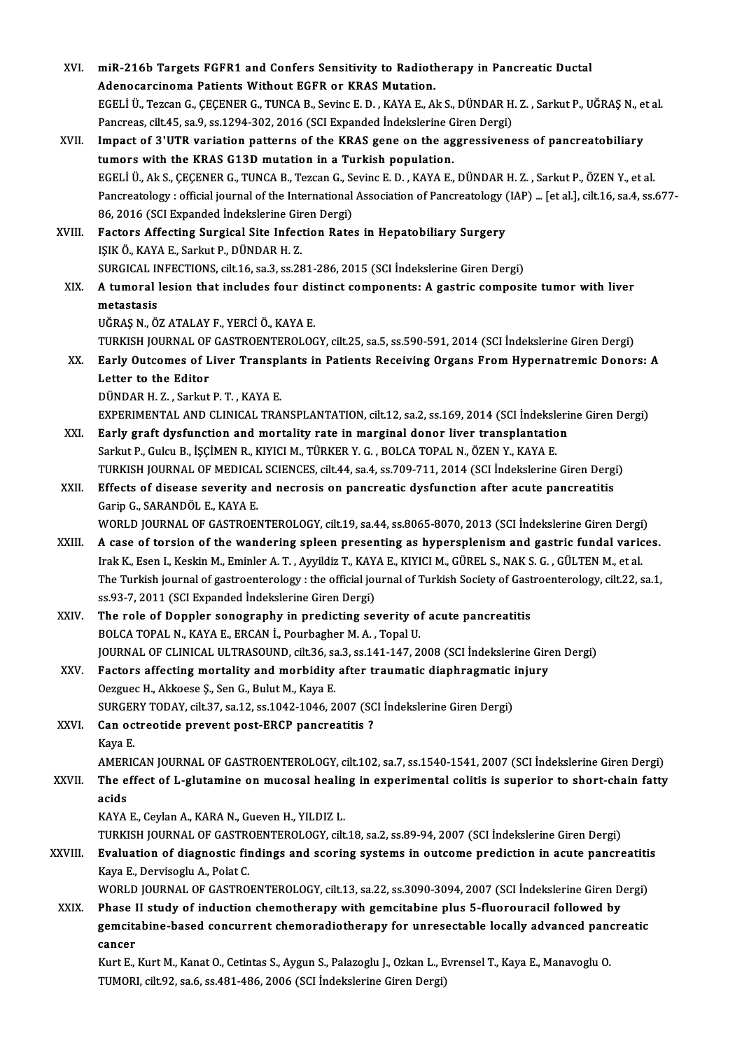XVI. **miR-216b Targets FGFR1 and Confers Sensitivity to Radiotherapy in Pancreatic Ductal Adenocarcinoma Patients Without EGFR or KRAS Mutation.**
EGELİ Ü., Tezcan G., ÇEÇENER G., TUNCA B., Sevinc E. D. , KAYA E., Ak S., DÜNDAR H. Z. , Sarkut P., UĞRAŞ N., et al.
Pancreas, cilt.45, sa.9, ss.1294-302, 2016 (SCI Expanded İndekslerine Giren Dergi)

XVII. **Impact of 3'UTR variation patterns of the KRAS gene on the aggressiveness of pancreatobiliary tumors with the KRAS G13D mutation in a Turkish population.**
EGELİ Ü., Ak S., ÇEÇENER G., TUNCA B., Tezcan G., Sevinc E. D. , KAYA E., DÜNDAR H. Z. , Sarkut P., ÖZEN Y., et al.
Pancreatology : official journal of the International Association of Pancreatology (IAP) ... [et al.], cilt.16, sa.4, ss.677-86, 2016 (SCI Expanded İndekslerine Giren Dergi)

XVIII. **Factors Affecting Surgical Site Infection Rates in Hepatobiliary Surgery**
IŞIK Ö., KAYA E., Sarkut P., DÜNDAR H. Z.
SURGICAL INFECTIONS, cilt.16, sa.3, ss.281-286, 2015 (SCI İndekslerine Giren Dergi)

XIX. **A tumoral lesion that includes four distinct components: A gastric composite tumor with liver metastasis**
UĞRAŞ N., ÖZ ATALAY F., YERCİ Ö., KAYA E.
TURKISH JOURNAL OF GASTROENTEROLOGY, cilt.25, sa.5, ss.590-591, 2014 (SCI İndekslerine Giren Dergi)

XX. **Early Outcomes of Liver Transplants in Patients Receiving Organs From Hypernatremic Donors: A Letter to the Editor**
DÜNDAR H. Z. , Sarkut P. T. , KAYA E.
EXPERIMENTAL AND CLINICAL TRANSPLANTATION, cilt.12, sa.2, ss.169, 2014 (SCI İndekslerine Giren Dergi)

XXI. **Early graft dysfunction and mortality rate in marginal donor liver transplantation**
Sarkut P., Gulcu B., İŞÇİMEN R., KIYICI M., TÜRKER Y. G. , BOLCA TOPAL N., ÖZEN Y., KAYA E.
TURKISH JOURNAL OF MEDICAL SCIENCES, cilt.44, sa.4, ss.709-711, 2014 (SCI İndekslerine Giren Dergi)

XXII. **Effects of disease severity and necrosis on pancreatic dysfunction after acute pancreatitis**
Garip G., SARANDÖL E., KAYA E.
WORLD JOURNAL OF GASTROENTEROLOGY, cilt.19, sa.44, ss.8065-8070, 2013 (SCI İndekslerine Giren Dergi)

XXIII. **A case of torsion of the wandering spleen presenting as hypersplenism and gastric fundal varices.**
Irak K., Esen I., Keskin M., Eminler A. T. , Ayyildiz T., KAYA E., KIYICI M., GÜREL S., NAK S. G. , GÜLTEN M., et al.
The Turkish journal of gastroenterology : the official journal of Turkish Society of Gastroenterology, cilt.22, sa.1, ss.93-7, 2011 (SCI Expanded İndekslerine Giren Dergi)

XXIV. **The role of Doppler sonography in predicting severity of acute pancreatitis**
BOLCA TOPAL N., KAYA E., ERCAN İ., Pourbagher M. A. , Topal U.
JOURNAL OF CLINICAL ULTRASOUND, cilt.36, sa.3, ss.141-147, 2008 (SCI İndekslerine Giren Dergi)

XXV. **Factors affecting mortality and morbidity after traumatic diaphragmatic injury**
Oezguec H., Akkoese Ş., Sen G., Bulut M., Kaya E.
SURGERY TODAY, cilt.37, sa.12, ss.1042-1046, 2007 (SCI İndekslerine Giren Dergi)

XXVI. **Can octreotide prevent post-ERCP pancreatitis ?**
Kaya E.
AMERICAN JOURNAL OF GASTROENTEROLOGY, cilt.102, sa.7, ss.1540-1541, 2007 (SCI İndekslerine Giren Dergi)

XXVII. **The effect of L-glutamine on mucosal healing in experimental colitis is superior to short-chain fatty acids**
KAYA E., Ceylan A., KARA N., Gueven H., YILDIZ L.
TURKISH JOURNAL OF GASTROENTEROLOGY, cilt.18, sa.2, ss.89-94, 2007 (SCI İndekslerine Giren Dergi)

XXVIII. **Evaluation of diagnostic findings and scoring systems in outcome prediction in acute pancreatitis**
Kaya E., Dervisoglu A., Polat C.
WORLD JOURNAL OF GASTROENTEROLOGY, cilt.13, sa.22, ss.3090-3094, 2007 (SCI İndekslerine Giren Dergi)

XXIX. **Phase II study of induction chemotherapy with gemcitabine plus 5-fluorouracil followed by gemcitabine-based concurrent chemoradiotherapy for unresectable locally advanced pancreatic cancer**
Kurt E., Kurt M., Kanat O., Cetintas S., Aygun S., Palazoglu J., Ozkan L., Evrensel T., Kaya E., Manavoglu O.
TUMORI, cilt.92, sa.6, ss.481-486, 2006 (SCI İndekslerine Giren Dergi)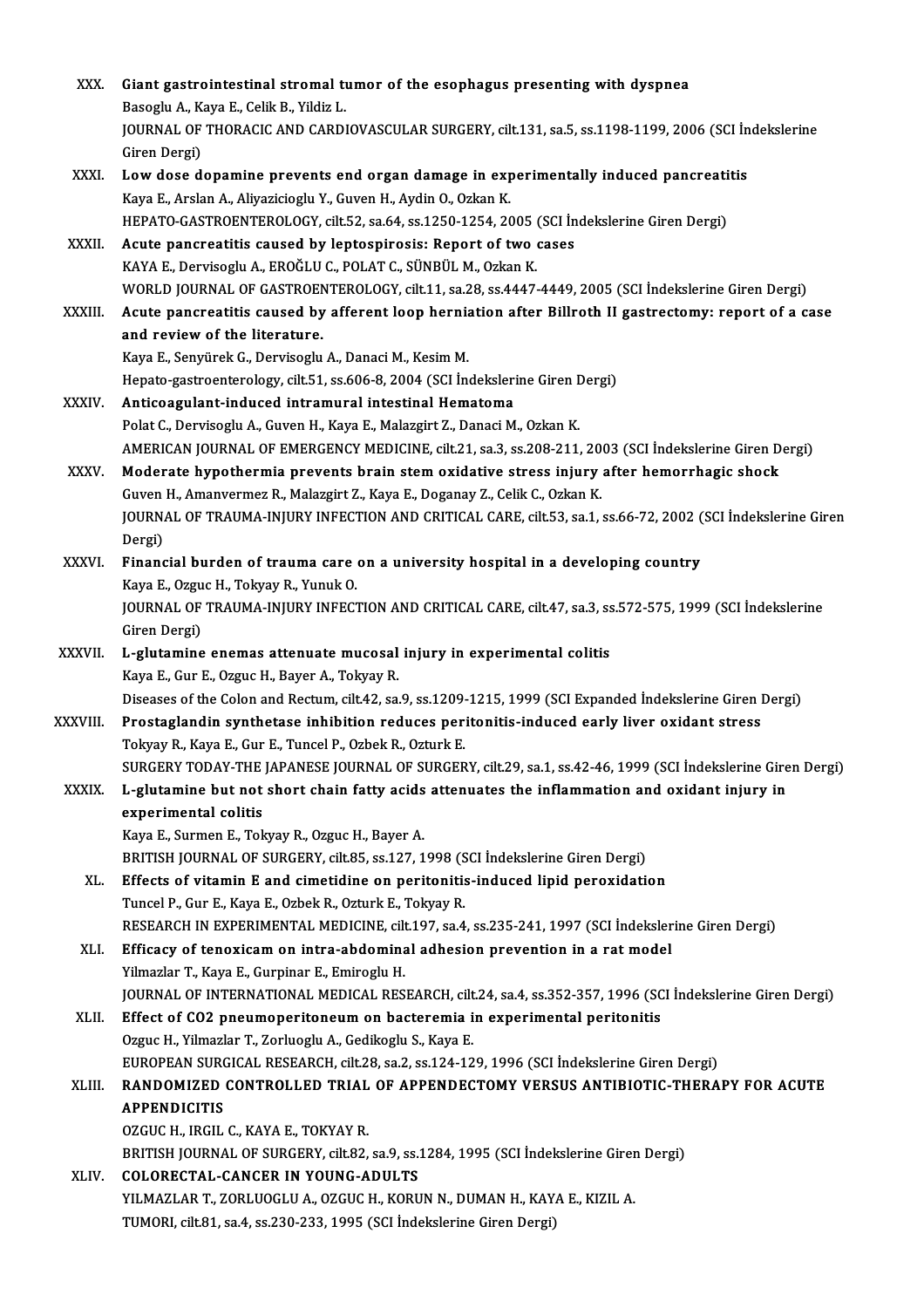XXX. **Giant gastrointestinal stromal tumor of the esophagus presenting with dyspnea**
Basoglu A., Kaya E., Celik B., Yildiz L.
JOURNAL OF THORACIC AND CARDIOVASCULAR SURGERY, cilt.131, sa.5, ss.1198-1199, 2006 (SCI İndekslerine Giren Dergi)

XXXI. **Low dose dopamine prevents end organ damage in experimentally induced pancreatitis**
Kaya E., Arslan A., Aliyazicioglu Y., Guven H., Aydin O., Ozkan K.
HEPATO-GASTROENTEROLOGY, cilt.52, sa.64, ss.1250-1254, 2005 (SCI İndekslerine Giren Dergi)

XXXII. **Acute pancreatitis caused by leptospirosis: Report of two cases**
KAYA E., Dervisoglu A., EROĞLU C., POLAT C., SÜNBÜL M., Ozkan K.
WORLD JOURNAL OF GASTROENTEROLOGY, cilt.11, sa.28, ss.4447-4449, 2005 (SCI İndekslerine Giren Dergi)

XXXIII. **Acute pancreatitis caused by afferent loop herniation after Billroth II gastrectomy: report of a case and review of the literature.**
Kaya E., Senyürek G., Dervisoglu A., Danaci M., Kesim M.
Hepato-gastroenterology, cilt.51, ss.606-8, 2004 (SCI İndekslerine Giren Dergi)

XXXIV. **Anticoagulant-induced intramural intestinal Hematoma**
Polat C., Dervisoglu A., Guven H., Kaya E., Malazgirt Z., Danaci M., Ozkan K.
AMERICAN JOURNAL OF EMERGENCY MEDICINE, cilt.21, sa.3, ss.208-211, 2003 (SCI İndekslerine Giren Dergi)

XXXV. **Moderate hypothermia prevents brain stem oxidative stress injury after hemorrhagic shock**
Guven H., Amanvermez R., Malazgirt Z., Kaya E., Doganay Z., Celik C., Ozkan K.
JOURNAL OF TRAUMA-INJURY INFECTION AND CRITICAL CARE, cilt.53, sa.1, ss.66-72, 2002 (SCI İndekslerine Giren Dergi)

XXXVI. **Financial burden of trauma care on a university hospital in a developing country**
Kaya E., Ozguc H., Tokyay R., Yunuk O.
JOURNAL OF TRAUMA-INJURY INFECTION AND CRITICAL CARE, cilt.47, sa.3, ss.572-575, 1999 (SCI İndekslerine Giren Dergi)

XXXVII. **L-glutamine enemas attenuate mucosal injury in experimental colitis**
Kaya E., Gur E., Ozguc H., Bayer A., Tokyay R.
Diseases of the Colon and Rectum, cilt.42, sa.9, ss.1209-1215, 1999 (SCI Expanded İndekslerine Giren Dergi)

XXXVIII. **Prostaglandin synthetase inhibition reduces peritonitis-induced early liver oxidant stress**
Tokyay R., Kaya E., Gur E., Tuncel P., Ozbek R., Ozturk E.
SURGERY TODAY-THE JAPANESE JOURNAL OF SURGERY, cilt.29, sa.1, ss.42-46, 1999 (SCI İndekslerine Giren Dergi)

XXXIX. **L-glutamine but not short chain fatty acids attenuates the inflammation and oxidant injury in experimental colitis**
Kaya E., Surmen E., Tokyay R., Ozguc H., Bayer A.
BRITISH JOURNAL OF SURGERY, cilt.85, ss.127, 1998 (SCI İndekslerine Giren Dergi)

XL. **Effects of vitamin E and cimetidine on peritonitis-induced lipid peroxidation**
Tuncel P., Gur E., Kaya E., Ozbek R., Ozturk E., Tokyay R.
RESEARCH IN EXPERIMENTAL MEDICINE, cilt.197, sa.4, ss.235-241, 1997 (SCI İndekslerine Giren Dergi)

XLI. **Efficacy of tenoxicam on intra-abdominal adhesion prevention in a rat model**
Yilmazlar T., Kaya E., Gurpinar E., Emiroglu H.
JOURNAL OF INTERNATIONAL MEDICAL RESEARCH, cilt.24, sa.4, ss.352-357, 1996 (SCI İndekslerine Giren Dergi)

XLII. **Effect of CO2 pneumoperitoneum on bacteremia in experimental peritonitis**
Ozguc H., Yilmazlar T., Zorluoglu A., Gedikoglu S., Kaya E.
EUROPEAN SURGICAL RESEARCH, cilt.28, sa.2, ss.124-129, 1996 (SCI İndekslerine Giren Dergi)

XLIII. **RANDOMIZED CONTROLLED TRIAL OF APPENDECTOMY VERSUS ANTIBIOTIC-THERAPY FOR ACUTE APPENDICITIS**
OZGUC H., IRGIL C., KAYA E., TOKYAY R.
BRITISH JOURNAL OF SURGERY, cilt.82, sa.9, ss.1284, 1995 (SCI İndekslerine Giren Dergi)

XLIV. **COLORECTAL-CANCER IN YOUNG-ADULTS**
YILMAZLAR T., ZORLUOGLU A., OZGUC H., KORUN N., DUMAN H., KAYA E., KIZIL A.
TUMORI, cilt.81, sa.4, ss.230-233, 1995 (SCI İndekslerine Giren Dergi)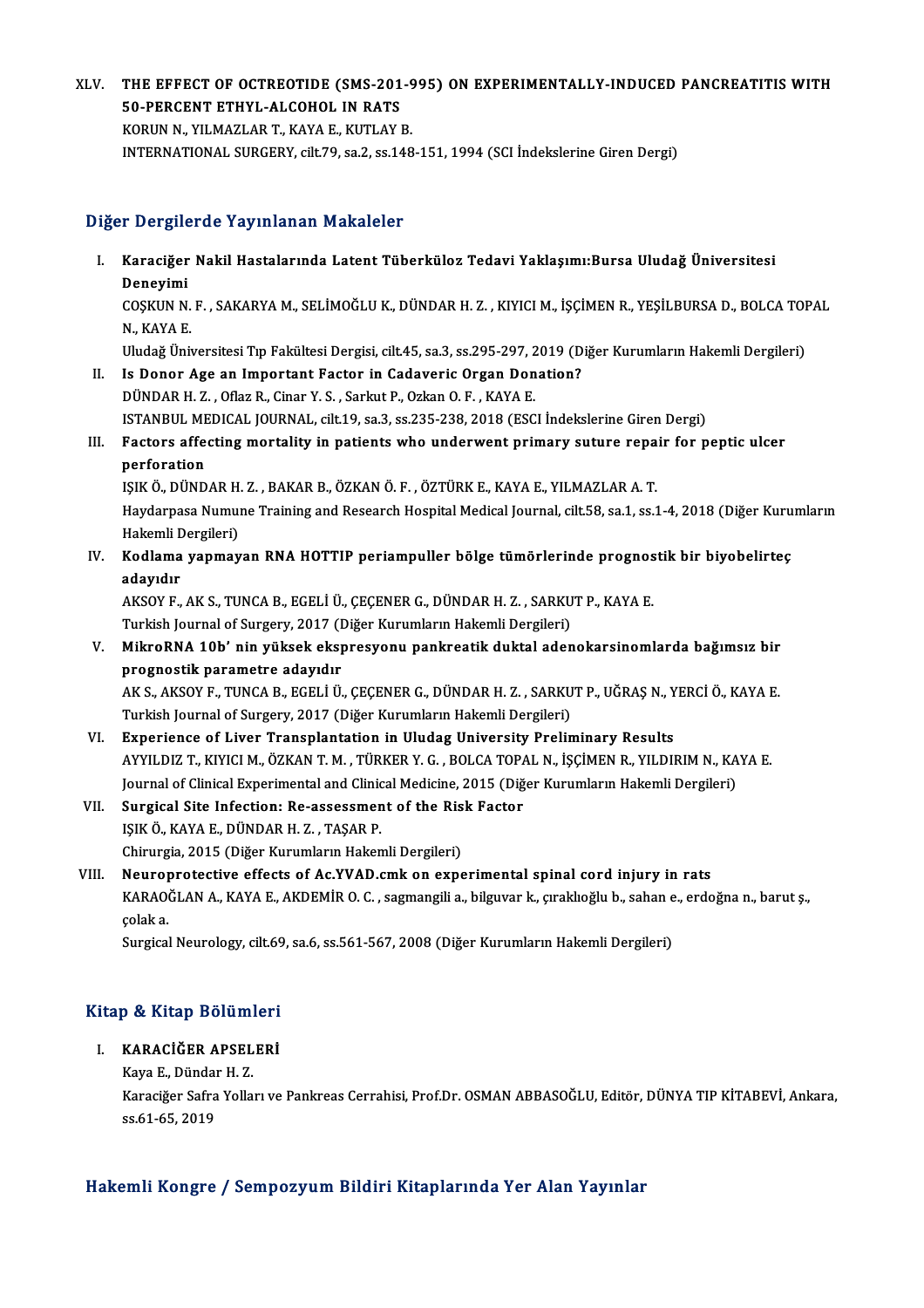XLV. **THE EFFECT OF OCTREOTIDE (SMS-201-995) ON EXPERIMENTALLY-INDUCED PANCREATITIS WITH 50-PERCENT ETHYL-ALCOHOL IN RATS**
KORUN N., YILMAZLAR T., KAYA E., KUTLAY B.
INTERNATIONAL SURGERY, cilt.79, sa.2, ss.148-151, 1994 (SCI İndekslerine Giren Dergi)

## Diğer Dergilerde Yayınlanan Makaleler

I. **Karaciğer Nakil Hastalarında Latent Tüberküloz Tedavi Yaklaşımı:Bursa Uludağ Üniversitesi Deneyimi**
COŞKUN N. F. , SAKARYA M., SELİMOĞLU K., DÜNDAR H. Z. , KIYICI M., İŞÇİMEN R., YEŞİLBURSA D., BOLCA TOPAL N., KAYA E.
Uludağ Üniversitesi Tıp Fakültesi Dergisi, cilt.45, sa.3, ss.295-297, 2019 (Diğer Kurumların Hakemli Dergileri)

II. **Is Donor Age an Important Factor in Cadaveric Organ Donation?**
DÜNDAR H. Z. , Oflaz R., Cinar Y. S. , Sarkut P., Ozkan O. F. , KAYA E.
ISTANBUL MEDICAL JOURNAL, cilt.19, sa.3, ss.235-238, 2018 (ESCI İndekslerine Giren Dergi)

III. **Factors affecting mortality in patients who underwent primary suture repair for peptic ulcer perforation**
IŞIK Ö., DÜNDAR H. Z. , BAKAR B., ÖZKAN Ö. F. , ÖZTÜRK E., KAYA E., YILMAZLAR A. T.
Haydarpasa Numune Training and Research Hospital Medical Journal, cilt.58, sa.1, ss.1-4, 2018 (Diğer Kurumların Hakemli Dergileri)

IV. **Kodlama yapmayan RNA HOTTIP periampuller bölge tümörlerinde prognostik bir biyobelirteç adayıdır**
AKSOY F., AK S., TUNCA B., EGELİ Ü., ÇEÇENER G., DÜNDAR H. Z. , SARKUT P., KAYA E.
Turkish Journal of Surgery, 2017 (Diğer Kurumların Hakemli Dergileri)

V. **MikroRNA 10b' nin yüksek ekspresyonu pankreatik duktal adenokarsinomlarda bağımsız bir prognostik parametre adayıdır**
AK S., AKSOY F., TUNCA B., EGELİ Ü., ÇEÇENER G., DÜNDAR H. Z. , SARKUT P., UĞRAŞ N., YERCİ Ö., KAYA E.
Turkish Journal of Surgery, 2017 (Diğer Kurumların Hakemli Dergileri)

VI. **Experience of Liver Transplantation in Uludag University Preliminary Results**
AYYILDIZ T., KIYICI M., ÖZKAN T. M. , TÜRKER Y. G. , BOLCA TOPAL N., İŞÇİMEN R., YILDIRIM N., KAYA E.
Journal of Clinical Experimental and Clinical Medicine, 2015 (Diğer Kurumların Hakemli Dergileri)

VII. **Surgical Site Infection: Re-assessment of the Risk Factor**
IŞIK Ö., KAYA E., DÜNDAR H. Z. , TAŞAR P.
Chirurgia, 2015 (Diğer Kurumların Hakemli Dergileri)

VIII. **Neuroprotective effects of Ac.YVAD.cmk on experimental spinal cord injury in rats**
KARAOĞLAN A., KAYA E., AKDEMİR O. C. , sagmangili a., bilguvar k., çıraklıoğlu b., sahan e., erdoğna n., barut ş., çolak a.
Surgical Neurology, cilt.69, sa.6, ss.561-567, 2008 (Diğer Kurumların Hakemli Dergileri)

## Kitap & Kitap Bölümleri

I. **KARACİĞER APSELERİ**
Kaya E., Dündar H. Z.
Karaciğer Safra Yolları ve Pankreas Cerrahisi, Prof.Dr. OSMAN ABBASOĞLU, Editör, DÜNYA TIP KİTABEVİ, Ankara, ss.61-65, 2019

## Hakemli Kongre / Sempozyum Bildiri Kitaplarında Yer Alan Yayınlar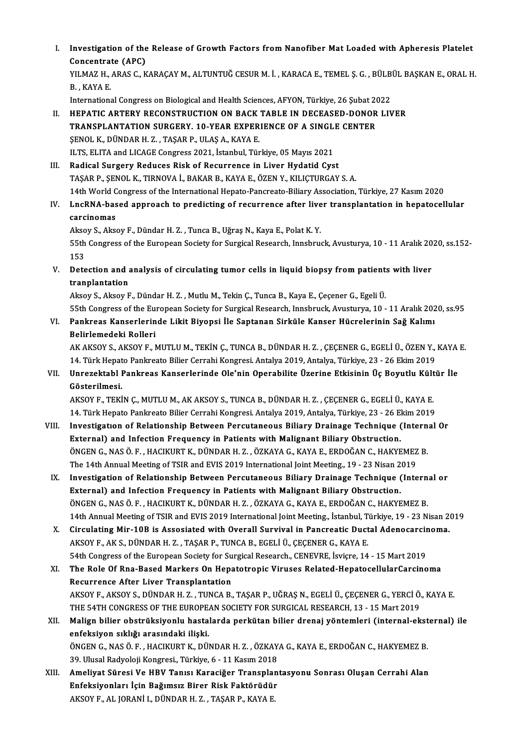I. **Investigation of the Release of Growth Factors from Nanofiber Mat Loaded with Apheresis Platelet Concentrate (APC)**
YILMAZ H., ARAS C., KARAÇAY M., ALTUNTUĞ CESUR M. İ. , KARACA E., TEMEL Ş. G. , BÜLBÜL BAŞKAN E., ORAL H. B. , KAYA E.
International Congress on Biological and Health Sciences, AFYON, Türkiye, 26 Şubat 2022

II. **HEPATIC ARTERY RECONSTRUCTION ON BACK TABLE IN DECEASED-DONOR LIVER TRANSPLANTATION SURGERY. 10-YEAR EXPERIENCE OF A SINGLE CENTER**
ŞENOL K., DÜNDAR H. Z. , TAŞAR P., ULAŞ A., KAYA E.
ILTS, ELITA and LICAGE Congress 2021, İstanbul, Türkiye, 05 Mayıs 2021

III. **Radical Surgery Reduces Risk of Recurrence in Liver Hydatid Cyst**
TAŞAR P., ŞENOL K., TIRNOVA İ., BAKAR B., KAYA E., ÖZEN Y., KILIÇTURGAY S. A.
14th World Congress of the International Hepato-Pancreato-Biliary Association, Türkiye, 27 Kasım 2020

IV. **LncRNA-based approach to predicting of recurrence after liver transplantation in hepatocellular carcinomas**
Aksoy S., Aksoy F., Dündar H. Z. , Tunca B., Uğraş N., Kaya E., Polat K. Y.
55th Congress of the European Society for Surgical Research, Innsbruck, Avusturya, 10 - 11 Aralık 2020, ss.152-153

V. **Detection and analysis of circulating tumor cells in liquid biopsy from patients with liver tranplantation**
Aksoy S., Aksoy F., Dündar H. Z. , Mutlu M., Tekin Ç., Tunca B., Kaya E., Çeçener G., Egeli Ü.
55th Congress of the European Society for Surgical Research, Innsbruck, Avusturya, 10 - 11 Aralık 2020, ss.95

VI. **Pankreas Kanserlerinde Likit Biyopsi İle Saptanan Sirküle Kanser Hücrelerinin Sağ Kalımı Belirlemedeki Rolleri**
AK AKSOY S., AKSOY F., MUTLU M., TEKİN Ç., TUNCA B., DÜNDAR H. Z. , ÇEÇENER G., EGELİ Ü., ÖZEN Y., KAYA E.
14. Türk Hepato Pankreato Bilier Cerrahi Kongresi. Antalya 2019, Antalya, Türkiye, 23 - 26 Ekim 2019

VII. **Unrezektabl Pankreas Kanserlerinde Ole'nin Operabilite Üzerine Etkisinin Üç Boyutlu Kültür İle Gösterilmesi.**
AKSOY F., TEKİN Ç., MUTLU M., AK AKSOY S., TUNCA B., DÜNDAR H. Z. , ÇEÇENER G., EGELİ Ü., KAYA E.
14. Türk Hepato Pankreato Bilier Cerrahi Kongresi. Antalya 2019, Antalya, Türkiye, 23 - 26 Ekim 2019

VIII. **Investigatıon of Relationship Between Percutaneous Biliary Drainage Technique (Internal Or External) and Infection Frequency in Patients with Malignant Biliary Obstruction.**
ÖNGEN G., NAS Ö. F. , HACIKURT K., DÜNDAR H. Z. , ÖZKAYA G., KAYA E., ERDOĞAN C., HAKYEMEZ B.
The 14th Annual Meeting of TSIR and EVIS 2019 International Joint Meeting., 19 - 23 Nisan 2019

IX. **Investigation of Relationship Between Percutaneous Biliary Drainage Technique (Internal or External) and Infection Frequency in Patients with Malignant Biliary Obstruction.**
ÖNGEN G., NAS Ö. F. , HACIKURT K., DÜNDAR H. Z. , ÖZKAYA G., KAYA E., ERDOĞAN C., HAKYEMEZ B.
14th Annual Meeting of TSIR and EVIS 2019 International Joint Meeting., İstanbul, Türkiye, 19 - 23 Nisan 2019

X. **Circulating Mir-10B is Assosiated with Overall Survival in Pancreatic Ductal Adenocarcinoma.**
AKSOY F., AK S., DÜNDAR H. Z. , TAŞAR P., TUNCA B., EGELİ Ü., ÇEÇENER G., KAYA E.
54th Congress of the European Society for Surgical Research., CENEVRE, İsviçre, 14 - 15 Mart 2019

XI. **The Role Of Rna-Based Markers On Hepatotropic Viruses Related-HepatocellularCarcinoma Recurrence After Liver Transplantation**
AKSOY F., AKSOY S., DÜNDAR H. Z. , TUNCA B., TAŞAR P., UĞRAŞ N., EGELİ Ü., ÇEÇENER G., YERCİ Ö., KAYA E.
THE 54TH CONGRESS OF THE EUROPEAN SOCIETY FOR SURGICAL RESEARCH, 13 - 15 Mart 2019

XII. **Malign bilier obstrüksiyonlu hastalarda perkütan bilier drenaj yöntemleri (internal-eksternal) ile enfeksiyon sıklığı arasındaki ilişki.**
ÖNGEN G., NAS Ö. F. , HACIKURT K., DÜNDAR H. Z. , ÖZKAYA G., KAYA E., ERDOĞAN C., HAKYEMEZ B.
39. Ulusal Radyoloji Kongresi., Türkiye, 6 - 11 Kasım 2018

XIII. **Ameliyat Süresi Ve HBV Tanısı Karaciğer Transplantasyonu Sonrası Oluşan Cerrahi Alan Enfeksiyonları İçin Bağımsız Birer Risk Faktörüdür**
AKSOY F., AL JORANİ I., DÜNDAR H. Z. , TAŞAR P., KAYA E.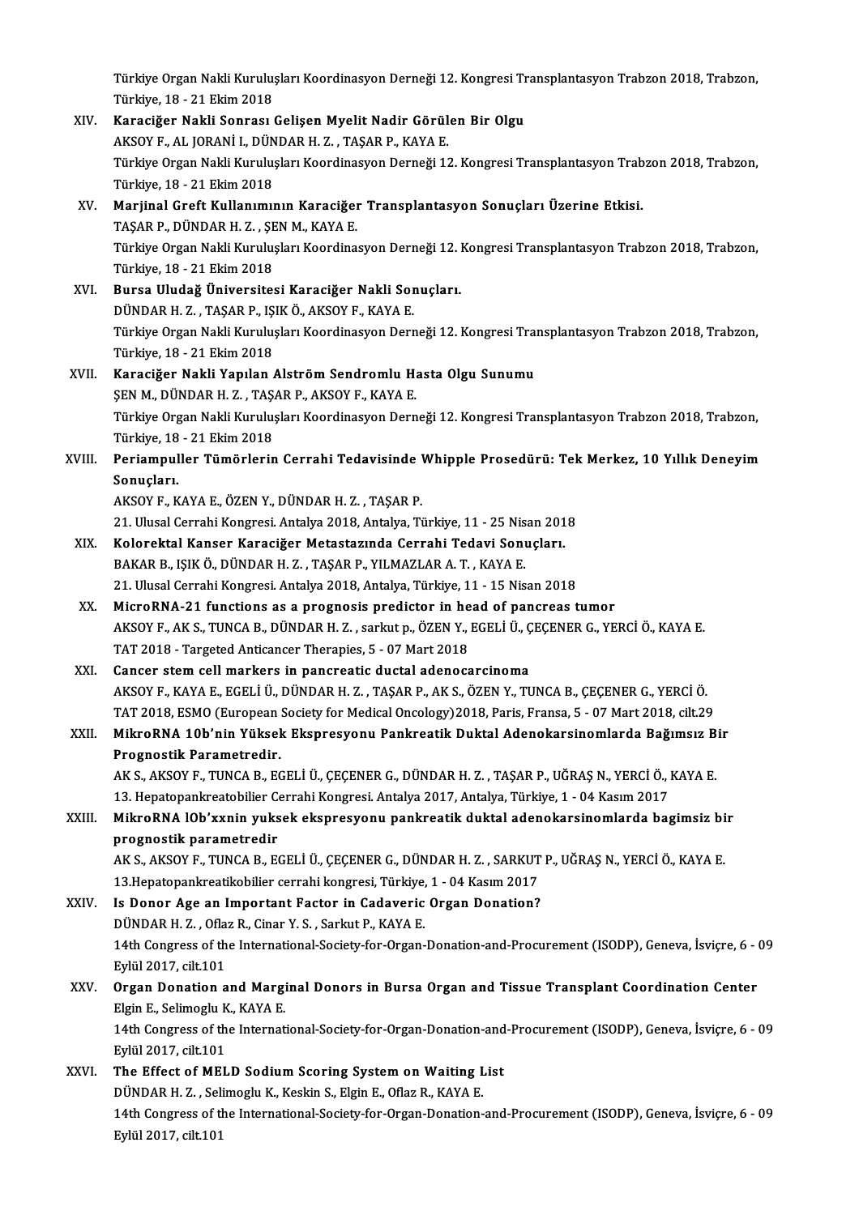Türkiye Organ Nakli Kuruluşları Koordinasyon Derneği 12. Kongresi Transplantasyon Trabzon 2018, Trabzon, Türkiye, 18 - 21 Ekim 2018

XIV. **Karaciğer Nakli Sonrası Gelişen Myelit Nadir Görülen Bir Olgu**
AKSOY F., AL JORANİ I., DÜNDAR H. Z. , TAŞAR P., KAYA E.
Türkiye Organ Nakli Kuruluşları Koordinasyon Derneği 12. Kongresi Transplantasyon Trabzon 2018, Trabzon, Türkiye, 18 - 21 Ekim 2018

XV. **Marjinal Greft Kullanımının Karaciğer Transplantasyon Sonuçları Üzerine Etkisi.**
TAŞAR P., DÜNDAR H. Z. , ŞEN M., KAYA E.
Türkiye Organ Nakli Kuruluşları Koordinasyon Derneği 12. Kongresi Transplantasyon Trabzon 2018, Trabzon, Türkiye, 18 - 21 Ekim 2018

XVI. **Bursa Uludağ Üniversitesi Karaciğer Nakli Sonuçları.**
DÜNDAR H. Z. , TAŞAR P., IŞIK Ö., AKSOY F., KAYA E.
Türkiye Organ Nakli Kuruluşları Koordinasyon Derneği 12. Kongresi Transplantasyon Trabzon 2018, Trabzon, Türkiye, 18 - 21 Ekim 2018

XVII. **Karaciğer Nakli Yapılan Alström Sendromlu Hasta Olgu Sunumu**
ŞEN M., DÜNDAR H. Z. , TAŞAR P., AKSOY F., KAYA E.
Türkiye Organ Nakli Kuruluşları Koordinasyon Derneği 12. Kongresi Transplantasyon Trabzon 2018, Trabzon, Türkiye, 18 - 21 Ekim 2018

XVIII. **Periampuller Tümörlerin Cerrahi Tedavisinde Whipple Prosedürü: Tek Merkez, 10 Yıllık Deneyim Sonuçları.**
AKSOY F., KAYA E., ÖZEN Y., DÜNDAR H. Z. , TAŞAR P.
21. Ulusal Cerrahi Kongresi. Antalya 2018, Antalya, Türkiye, 11 - 25 Nisan 2018

XIX. **Kolorektal Kanser Karaciğer Metastazında Cerrahi Tedavi Sonuçları.**
BAKAR B., IŞIK Ö., DÜNDAR H. Z. , TAŞAR P., YILMAZLAR A. T. , KAYA E.
21. Ulusal Cerrahi Kongresi. Antalya 2018, Antalya, Türkiye, 11 - 15 Nisan 2018

XX. **MicroRNA-21 functions as a prognosis predictor in head of pancreas tumor**
AKSOY F., AK S., TUNCA B., DÜNDAR H. Z. , sarkut p., ÖZEN Y., EGELİ Ü., ÇEÇENER G., YERCİ Ö., KAYA E.
TAT 2018 - Targeted Anticancer Therapies, 5 - 07 Mart 2018

XXI. **Cancer stem cell markers in pancreatic ductal adenocarcinoma**
AKSOY F., KAYA E., EGELİ Ü., DÜNDAR H. Z. , TAŞAR P., AK S., ÖZEN Y., TUNCA B., ÇEÇENER G., YERCİ Ö.
TAT 2018, ESMO (European Society for Medical Oncology)2018, Paris, Fransa, 5 - 07 Mart 2018, cilt.29

XXII. **MikroRNA 10b'nin Yüksek Ekspresyonu Pankreatik Duktal Adenokarsinomlarda Bağımsız Bir Prognostik Parametredir.**
AK S., AKSOY F., TUNCA B., EGELİ Ü., ÇEÇENER G., DÜNDAR H. Z. , TAŞAR P., UĞRAŞ N., YERCİ Ö., KAYA E.
13. Hepatopankreatobilier Cerrahi Kongresi. Antalya 2017, Antalya, Türkiye, 1 - 04 Kasım 2017

XXIII. **MikroRNA lOb'xxnin yuksek ekspresyonu pankreatik duktal adenokarsinomlarda bagimsiz bir prognostik parametredir**
AK S., AKSOY F., TUNCA B., EGELİ Ü., ÇEÇENER G., DÜNDAR H. Z. , SARKUT P., UĞRAŞ N., YERCİ Ö., KAYA E.
13.Hepatopankreatikobilier cerrahi kongresi, Türkiye, 1 - 04 Kasım 2017

XXIV. **Is Donor Age an Important Factor in Cadaveric Organ Donation?**
DÜNDAR H. Z. , Oflaz R., Cinar Y. S. , Sarkut P., KAYA E.
14th Congress of the International-Society-for-Organ-Donation-and-Procurement (ISODP), Geneva, İsviçre, 6 - 09 Eylül 2017, cilt.101

XXV. **Organ Donation and Marginal Donors in Bursa Organ and Tissue Transplant Coordination Center**
Elgin E., Selimoglu K., KAYA E.
14th Congress of the International-Society-for-Organ-Donation-and-Procurement (ISODP), Geneva, İsviçre, 6 - 09 Eylül 2017, cilt.101

XXVI. **The Effect of MELD Sodium Scoring System on Waiting List**
DÜNDAR H. Z. , Selimoglu K., Keskin S., Elgin E., Oflaz R., KAYA E.
14th Congress of the International-Society-for-Organ-Donation-and-Procurement (ISODP), Geneva, İsviçre, 6 - 09 Eylül 2017, cilt.101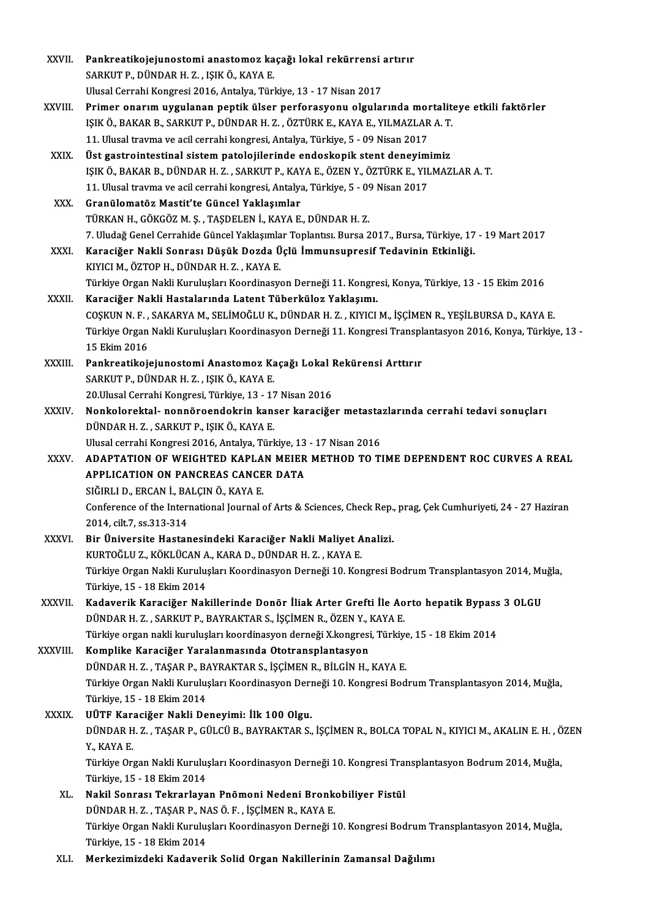XXVII. **Pankreatikojejunostomi anastomoz kaçağı lokal rekürrensi artırır**
SARKUT P., DÜNDAR H. Z. , IŞIK Ö., KAYA E.
Ulusal Cerrahi Kongresi 2016, Antalya, Türkiye, 13 - 17 Nisan 2017

XXVIII. **Primer onarım uygulanan peptik ülser perforasyonu olgularında mortaliteye etkili faktörler**
IŞIK Ö., BAKAR B., SARKUT P., DÜNDAR H. Z. , ÖZTÜRK E., KAYA E., YILMAZLAR A. T.
11. Ulusal travma ve acil cerrahi kongresi, Antalya, Türkiye, 5 - 09 Nisan 2017

XXIX. **Üst gastrointestinal sistem patolojilerinde endoskopik stent deneyimimiz**
IŞIK Ö., BAKAR B., DÜNDAR H. Z. , SARKUT P., KAYA E., ÖZEN Y., ÖZTÜRK E., YILMAZLAR A. T.
11. Ulusal travma ve acil cerrahi kongresi, Antalya, Türkiye, 5 - 09 Nisan 2017

XXX. **Granülomatöz Mastit'te Güncel Yaklaşımlar**
TÜRKAN H., GÖKGÖZ M. Ş. , TAŞDELEN İ., KAYA E., DÜNDAR H. Z.
7. Uludağ Genel Cerrahide Güncel Yaklaşımlar Toplantısı. Bursa 2017., Bursa, Türkiye, 17 - 19 Mart 2017

XXXI. **Karaciğer Nakli Sonrası Düşük Dozda Üçlü İmmunsupresif Tedavinin Etkinliği.**
KIYICI M., ÖZTOP H., DÜNDAR H. Z. , KAYA E.
Türkiye Organ Nakli Kuruluşları Koordinasyon Derneği 11. Kongresi, Konya, Türkiye, 13 - 15 Ekim 2016

XXXII. **Karaciğer Nakli Hastalarında Latent Tüberküloz Yaklaşımı.**
COŞKUN N. F. , SAKARYA M., SELİMOĞLU K., DÜNDAR H. Z. , KIYICI M., İŞÇİMEN R., YEŞİLBURSA D., KAYA E.
Türkiye Organ Nakli Kuruluşları Koordinasyon Derneği 11. Kongresi Transplantasyon 2016, Konya, Türkiye, 13 - 15 Ekim 2016

XXXIII. **Pankreatikojejunostomi Anastomoz Kaçağı Lokal Rekürensi Arttırır**
SARKUT P., DÜNDAR H. Z. , IŞIK Ö., KAYA E.
20.Ulusal Cerrahi Kongresi, Türkiye, 13 - 17 Nisan 2016

XXXIV. **Nonkolorektal- nonnöroendokrin kanser karaciğer metastazlarında cerrahi tedavi sonuçları**
DÜNDAR H. Z. , SARKUT P., IŞIK Ö., KAYA E.
Ulusal cerrahi Kongresi 2016, Antalya, Türkiye, 13 - 17 Nisan 2016

XXXV. **ADAPTATION OF WEIGHTED KAPLAN MEIER METHOD TO TIME DEPENDENT ROC CURVES A REAL APPLICATION ON PANCREAS CANCER DATA**
SIĞIRLI D., ERCAN İ., BALÇIN Ö., KAYA E.
Conference of the International Journal of Arts & Sciences, Check Rep., prag, Çek Cumhuriyeti, 24 - 27 Haziran 2014, cilt.7, ss.313-314

XXXVI. **Bir Üniversite Hastanesindeki Karaciğer Nakli Maliyet Analizi.**
KURTOĞLU Z., KÖKLÜCAN A., KARA D., DÜNDAR H. Z. , KAYA E.
Türkiye Organ Nakli Kuruluşları Koordinasyon Derneği 10. Kongresi Bodrum Transplantasyon 2014, Muğla, Türkiye, 15 - 18 Ekim 2014

XXXVII. **Kadaverik Karaciğer Nakillerinde Donör İliak Arter Grefti İle Aorto hepatik Bypass 3 OLGU**
DÜNDAR H. Z. , SARKUT P., BAYRAKTAR S., İŞÇİMEN R., ÖZEN Y., KAYA E.
Türkiye organ nakli kuruluşları koordinasyon derneği X.kongresi, Türkiye, 15 - 18 Ekim 2014

XXXVIII. **Komplike Karaciğer Yaralanmasında Ototransplantasyon**
DÜNDAR H. Z. , TAŞAR P., BAYRAKTAR S., İŞÇİMEN R., BİLGİN H., KAYA E.
Türkiye Organ Nakli Kuruluşları Koordinasyon Derneği 10. Kongresi Bodrum Transplantasyon 2014, Muğla, Türkiye, 15 - 18 Ekim 2014

XXXIX. **UÜTF Karaciğer Nakli Deneyimi: İlk 100 Olgu.**
DÜNDAR H. Z. , TAŞAR P., GÜLCÜ B., BAYRAKTAR S., İŞÇİMEN R., BOLCA TOPAL N., KIYICI M., AKALIN E. H. , ÖZEN Y., KAYA E.
Türkiye Organ Nakli Kuruluşları Koordinasyon Derneği 10. Kongresi Transplantasyon Bodrum 2014, Muğla, Türkiye, 15 - 18 Ekim 2014

XL. **Nakil Sonrası Tekrarlayan Pnömoni Nedeni Bronkobiliyer Fistül**
DÜNDAR H. Z. , TAŞAR P., NAS Ö. F. , İŞÇİMEN R., KAYA E.
Türkiye Organ Nakli Kuruluşları Koordinasyon Derneği 10. Kongresi Bodrum Transplantasyon 2014, Muğla, Türkiye, 15 - 18 Ekim 2014

XLI. **Merkezimizdeki Kadaverik Solid Organ Nakillerinin Zamansal Dağılımı**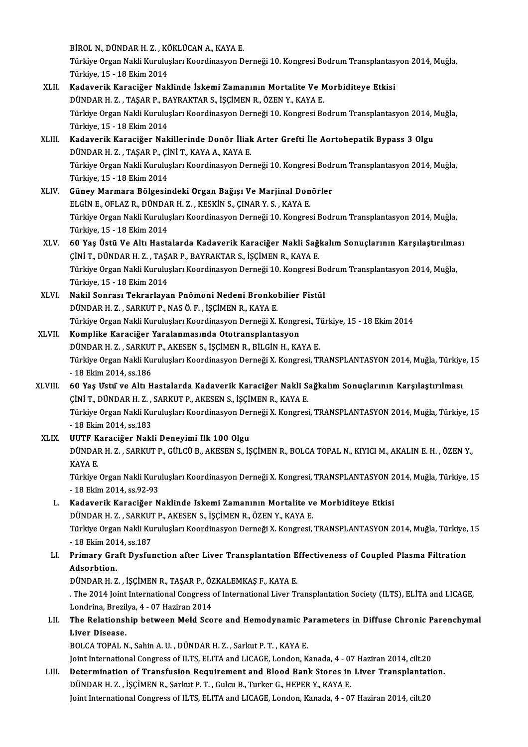BİROL N., DÜNDAR H. Z. , KÖKLÜCAN A., KAYA E.
Türkiye Organ Nakli Kuruluşları Koordinasyon Derneği 10. Kongresi Bodrum Transplantasyon 2014, Muğla, Türkiye, 15 - 18 Ekim 2014

XLII. **Kadaverik Karaciğer Naklinde İskemi Zamanının Mortalite Ve Morbiditeye Etkisi**
DÜNDAR H. Z. , TAŞAR P., BAYRAKTAR S., İŞÇİMEN R., ÖZEN Y., KAYA E.
Türkiye Organ Nakli Kuruluşları Koordinasyon Derneği 10. Kongresi Bodrum Transplantasyon 2014, Muğla, Türkiye, 15 - 18 Ekim 2014

XLIII. **Kadaverik Karaciğer Nakillerinde Donör İliak Arter Grefti İle Aortohepatik Bypass 3 Olgu**
DÜNDAR H. Z. , TAŞAR P., ÇİNİ T., KAYA A., KAYA E.
Türkiye Organ Nakli Kuruluşları Koordinasyon Derneği 10. Kongresi Bodrum Transplantasyon 2014, Muğla, Türkiye, 15 - 18 Ekim 2014

XLIV. **Güney Marmara Bölgesindeki Organ Bağışı Ve Marjinal Donörler**
ELGİN E., OFLAZ R., DÜNDAR H. Z. , KESKİN S., ÇINAR Y. S. , KAYA E.
Türkiye Organ Nakli Kuruluşları Koordinasyon Derneği 10. Kongresi Bodrum Transplantasyon 2014, Muğla, Türkiye, 15 - 18 Ekim 2014

XLV. **60 Yaş Üstü Ve Altı Hastalarda Kadaverik Karaciğer Nakli Sağkalım Sonuçlarının Karşılaştırılması**
ÇİNİ T., DÜNDAR H. Z. , TAŞAR P., BAYRAKTAR S., İŞÇİMEN R., KAYA E.
Türkiye Organ Nakli Kuruluşları Koordinasyon Derneği 10. Kongresi Bodrum Transplantasyon 2014, Muğla, Türkiye, 15 - 18 Ekim 2014

XLVI. **Nakil Sonrası Tekrarlayan Pnömoni Nedeni Bronkobilier Fistül**
DÜNDAR H. Z. , SARKUT P., NAS Ö. F. , İŞÇİMEN R., KAYA E.
Türkiye Organ Nakli Kuruluşları Koordinasyon Derneği X. Kongresi., Türkiye, 15 - 18 Ekim 2014

XLVII. **Komplike Karaciğer Yaralanmasında Ototransplantasyon**
DÜNDAR H. Z. , SARKUT P., AKESEN S., İŞÇİMEN R., BİLGİN H., KAYA E.
Türkiye Organ Nakli Kuruluşları Koordinasyon Derneği X. Kongresi, TRANSPLANTASYON 2014, Muğla, Türkiye, 15 - 18 Ekim 2014, ss.186

XLVIII. **60 Yaş Ustu ve Altı Hastalarda Kadaverik Karaciğer Nakli Sağkalım Sonuçlarının Karşılaştırılması**
ÇİNİ T., DÜNDAR H. Z. , SARKUT P., AKESEN S., İŞÇİMEN R., KAYA E.
Türkiye Organ Nakli Kuruluşları Koordinasyon Derneği X. Kongresi, TRANSPLANTASYON 2014, Muğla, Türkiye, 15 - 18 Ekim 2014, ss.183

XLIX. **UUTF Karaciğer Nakli Deneyimi Ilk 100 Olgu**
DÜNDAR H. Z. , SARKUT P., GÜLCÜ B., AKESEN S., İŞÇİMEN R., BOLCA TOPAL N., KIYICI M., AKALIN E. H. , ÖZEN Y., KAYA E.
Türkiye Organ Nakli Kuruluşları Koordinasyon Derneği X. Kongresi, TRANSPLANTASYON 2014, Muğla, Türkiye, 15 - 18 Ekim 2014, ss.92-93

L. **Kadaverik Karaciğer Naklinde Iskemi Zamanının Mortalite ve Morbiditeye Etkisi**
DÜNDAR H. Z. , SARKUT P., AKESEN S., İŞÇİMEN R., ÖZEN Y., KAYA E.
Türkiye Organ Nakli Kuruluşları Koordinasyon Derneği X. Kongresi, TRANSPLANTASYON 2014, Muğla, Türkiye, 15 - 18 Ekim 2014, ss.187

LI. **Primary Graft Dysfunction after Liver Transplantation Effectiveness of Coupled Plasma Filtration Adsorbtion.**
DÜNDAR H. Z. , İŞÇİMEN R., TAŞAR P., ÖZKALEMKAŞ F., KAYA E.
. The 2014 Joint International Congress of International Liver Transplantation Society (ILTS), ELİTA and LICAGE, Londrina, Brezilya, 4 - 07 Haziran 2014

LII. **The Relationship between Meld Score and Hemodynamic Parameters in Diffuse Chronic Parenchymal Liver Disease.**
BOLCA TOPAL N., Sahin A. U. , DÜNDAR H. Z. , Sarkut P. T. , KAYA E.
Joint International Congress of ILTS, ELITA and LICAGE, London, Kanada, 4 - 07 Haziran 2014, cilt.20

LIII. **Determination of Transfusion Requirement and Blood Bank Stores in Liver Transplantation.**
DÜNDAR H. Z. , İŞÇİMEN R., Sarkut P. T. , Gulcu B., Turker G., HEPER Y., KAYA E.
Joint International Congress of ILTS, ELITA and LICAGE, London, Kanada, 4 - 07 Haziran 2014, cilt.20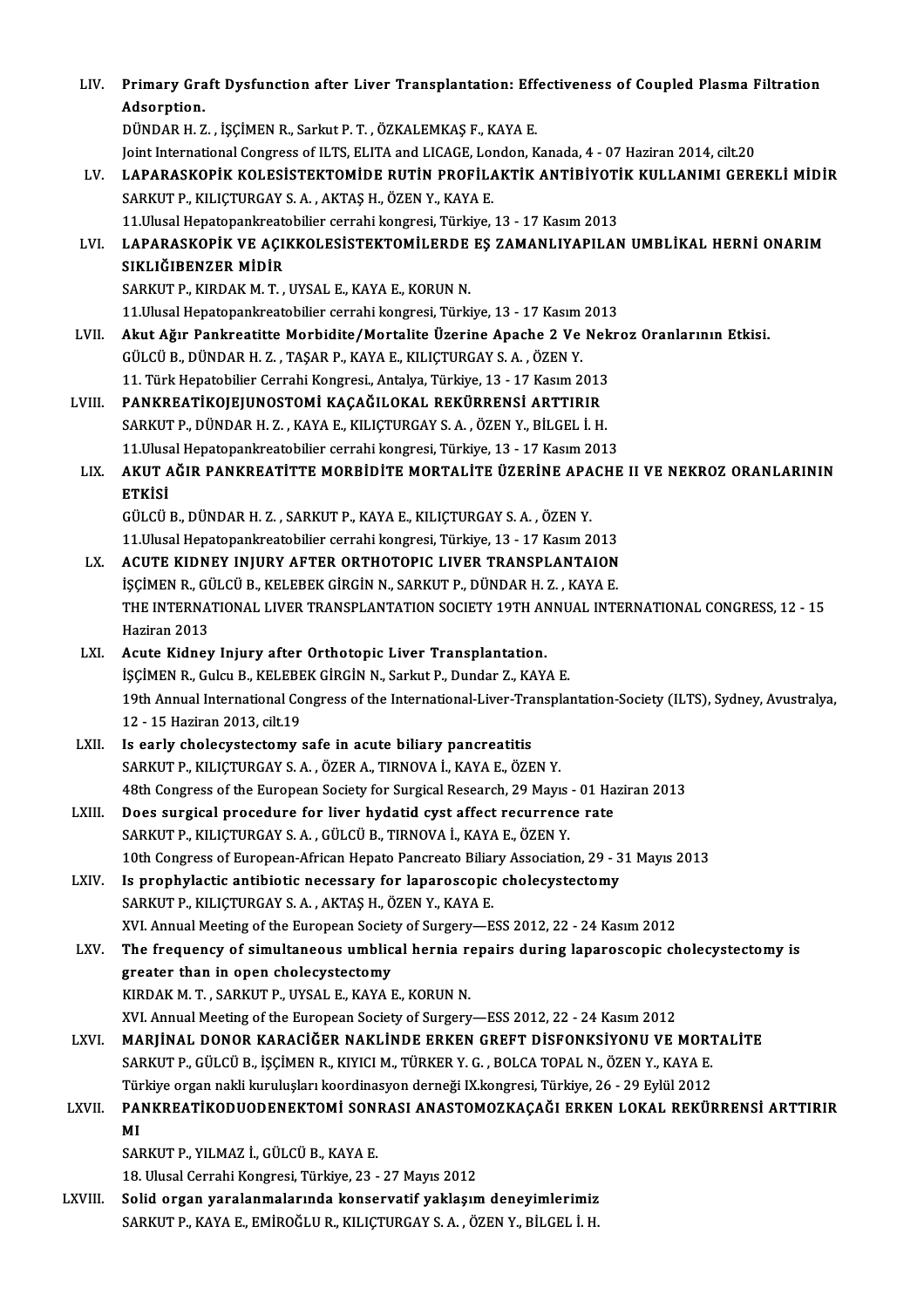LIV. **Primary Graft Dysfunction after Liver Transplantation: Effectiveness of Coupled Plasma Filtration Adsorption.**
DÜNDAR H. Z. , İŞÇİMEN R., Sarkut P. T. , ÖZKALEMKAŞ F., KAYA E.
Joint International Congress of ILTS, ELITA and LICAGE, London, Kanada, 4 - 07 Haziran 2014, cilt.20

LV. **LAPARASKOPİK KOLESİSTEKTOMİDE RUTİN PROFİLAKTİK ANTİBİYOTİK KULLANIMI GEREKLİ MİDİR**
SARKUT P., KILIÇTURGAY S. A. , AKTAŞ H., ÖZEN Y., KAYA E.
11.Ulusal Hepatopankreatobilier cerrahi kongresi, Türkiye, 13 - 17 Kasım 2013

LVI. **LAPARASKOPİK VE AÇIKKOLESİSTEKTOMİLERDE EŞ ZAMANLIYAPILAN UMBLİKAL HERNİ ONARIM SIKLIĞIBENZER MİDİR**
SARKUT P., KIRDAK M. T. , UYSAL E., KAYA E., KORUN N.
11.Ulusal Hepatopankreatobilier cerrahi kongresi, Türkiye, 13 - 17 Kasım 2013

LVII. **Akut Ağır Pankreatitte Morbidite/Mortalite Üzerine Apache 2 Ve Nekroz Oranlarının Etkisi.**
GÜLCÜ B., DÜNDAR H. Z. , TAŞAR P., KAYA E., KILIÇTURGAY S. A. , ÖZEN Y.
11. Türk Hepatobilier Cerrahi Kongresi., Antalya, Türkiye, 13 - 17 Kasım 2013

LVIII. **PANKREATİKOJEJUNOSTOMİ KAÇAĞILOKAL REKÜRRENSİ ARTTIRIR**
SARKUT P., DÜNDAR H. Z. , KAYA E., KILIÇTURGAY S. A. , ÖZEN Y., BİLGEL İ. H.
11.Ulusal Hepatopankreatobilier cerrahi kongresi, Türkiye, 13 - 17 Kasım 2013

LIX. **AKUT AĞIR PANKREATİTTE MORBİDİTE MORTALİTE ÜZERİNE APACHE II VE NEKROZ ORANLARININ ETKİSİ**
GÜLCÜ B., DÜNDAR H. Z. , SARKUT P., KAYA E., KILIÇTURGAY S. A. , ÖZEN Y.
11.Ulusal Hepatopankreatobilier cerrahi kongresi, Türkiye, 13 - 17 Kasım 2013

LX. **ACUTE KIDNEY INJURY AFTER ORTHOTOPIC LIVER TRANSPLANTAION**
İŞÇİMEN R., GÜLCÜ B., KELEBEK GİRGİN N., SARKUT P., DÜNDAR H. Z. , KAYA E.
THE INTERNATIONAL LIVER TRANSPLANTATION SOCIETY 19TH ANNUAL INTERNATIONAL CONGRESS, 12 - 15 Haziran 2013

LXI. **Acute Kidney Injury after Orthotopic Liver Transplantation.**
İŞÇİMEN R., Gulcu B., KELEBEK GİRGİN N., Sarkut P., Dundar Z., KAYA E.
19th Annual International Congress of the International-Liver-Transplantation-Society (ILTS), Sydney, Avustralya, 12 - 15 Haziran 2013, cilt.19

LXII. **Is early cholecystectomy safe in acute biliary pancreatitis**
SARKUT P., KILIÇTURGAY S. A. , ÖZER A., TIRNOVA İ., KAYA E., ÖZEN Y.
48th Congress of the European Society for Surgical Research, 29 Mayıs - 01 Haziran 2013

LXIII. **Does surgical procedure for liver hydatid cyst affect recurrence rate**
SARKUT P., KILIÇTURGAY S. A. , GÜLCÜ B., TIRNOVA İ., KAYA E., ÖZEN Y.
10th Congress of European-African Hepato Pancreato Biliary Association, 29 - 31 Mayıs 2013

LXIV. **Is prophylactic antibiotic necessary for laparoscopic cholecystectomy**
SARKUT P., KILIÇTURGAY S. A. , AKTAŞ H., ÖZEN Y., KAYA E.
XVI. Annual Meeting of the European Society of Surgery—ESS 2012, 22 - 24 Kasım 2012

LXV. **The frequency of simultaneous umblical hernia repairs during laparoscopic cholecystectomy is greater than in open cholecystectomy**
KIRDAK M. T. , SARKUT P., UYSAL E., KAYA E., KORUN N.
XVI. Annual Meeting of the European Society of Surgery—ESS 2012, 22 - 24 Kasım 2012

LXVI. **MARJİNAL DONOR KARACİĞER NAKLİNDE ERKEN GREFT DİSFONKSİYONU VE MORTALİTE**
SARKUT P., GÜLCÜ B., İŞÇİMEN R., KIYICI M., TÜRKER Y. G. , BOLCA TOPAL N., ÖZEN Y., KAYA E.
Türkiye organ nakli kuruluşları koordinasyon derneği IX.kongresi, Türkiye, 26 - 29 Eylül 2012

LXVII. **PANKREATİKODUODENEKTOMİ SONRASI ANASTOMOZKAÇAĞI ERKEN LOKAL REKÜRRENSİ ARTTIRIR MI**
SARKUT P., YILMAZ İ., GÜLCÜ B., KAYA E.
18. Ulusal Cerrahi Kongresi, Türkiye, 23 - 27 Mayıs 2012

LXVIII. **Solid organ yaralanmalarında konservatif yaklaşım deneyimlerimiz**
SARKUT P., KAYA E., EMİROĞLU R., KILIÇTURGAY S. A. , ÖZEN Y., BİLGEL İ. H.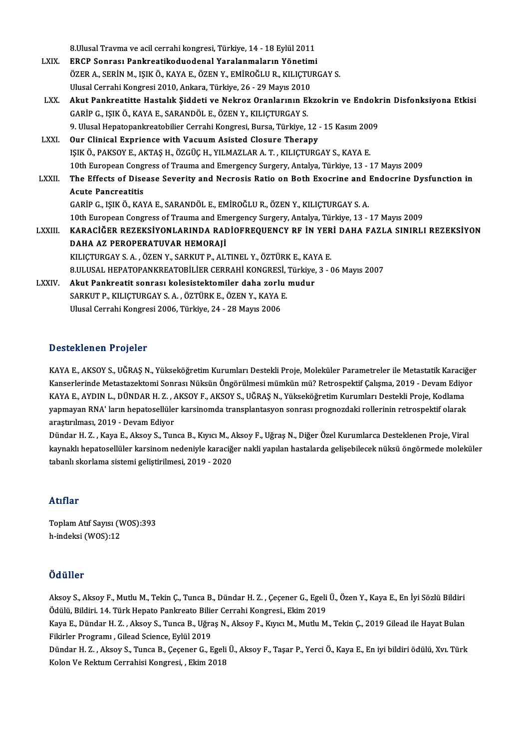8.Ulusal Travma ve acil cerrahi kongresi, Türkiye, 14 - 18 Eylül 2011

LXIX. **ERCP Sonrası Pankreatikoduodenal Yaralanmaların Yönetimi**
ÖZER A., SERİN M., IŞIK Ö., KAYA E., ÖZEN Y., EMİROĞLU R., KILIÇTURGAY S.
Ulusal Cerrahi Kongresi 2010, Ankara, Türkiye, 26 - 29 Mayıs 2010

LXX. **Akut Pankreatitte Hastalık Şiddeti ve Nekroz Oranlarının Ekzokrin ve Endokrin Disfonksiyona Etkisi**
GARİP G., IŞIK Ö., KAYA E., SARANDÖL E., ÖZEN Y., KILIÇTURGAY S.
9. Ulusal Hepatopankreatobilier Cerrahi Kongresi, Bursa, Türkiye, 12 - 15 Kasım 2009

LXXI. **Our Clinical Exprience with Vacuum Asisted Closure Therapy**
IŞIK Ö., PAKSOY E., AKTAŞ H., ÖZGÜÇ H., YILMAZLAR A. T. , KILIÇTURGAY S., KAYA E.
10th European Congress of Trauma and Emergency Surgery, Antalya, Türkiye, 13 - 17 Mayıs 2009

LXXII. **The Effects of Disease Severity and Necrosis Ratio on Both Exocrine and Endocrine Dysfunction in Acute Pancreatitis**
GARİP G., IŞIK Ö., KAYA E., SARANDÖL E., EMİROĞLU R., ÖZEN Y., KILIÇTURGAY S. A.
10th European Congress of Trauma and Emergency Surgery, Antalya, Türkiye, 13 - 17 Mayıs 2009

LXXIII. **KARACİĞER REZEKSİYONLARINDA RADİOFREQUENCY RF İN YERİ DAHA FAZLA SINIRLI REZEKSİYON DAHA AZ PEROPERATUVAR HEMORAJİ**
KILIÇTURGAY S. A. , ÖZEN Y., SARKUT P., ALTINEL Y., ÖZTÜRK E., KAYA E.
8.ULUSAL HEPATOPANKREATOBİLİER CERRAHİ KONGRESİ, Türkiye, 3 - 06 Mayıs 2007

LXXIV. **Akut Pankreatit sonrası kolesistektomiler daha zorlu mudur**
SARKUT P., KILIÇTURGAY S. A. , ÖZTÜRK E., ÖZEN Y., KAYA E.
Ulusal Cerrahi Kongresi 2006, Türkiye, 24 - 28 Mayıs 2006

## Desteklenen Projeler

KAYA E., AKSOY S., UĞRAŞ N., Yükseköğretim Kurumları Destekli Proje, Moleküler Parametreler ile Metastatik Karaciğer Kanserlerinde Metastazektomi Sonrası Nüksün Öngörülmesi mümkün mü? Retrospektif Çalışma, 2019 - Devam Ediyor

KAYA E., AYDIN L., DÜNDAR H. Z. , AKSOY F., AKSOY S., UĞRAŞ N., Yükseköğretim Kurumları Destekli Proje, Kodlama yapmayan RNA' ların hepatosellüler karsinomda transplantasyon sonrası prognozdaki rollerinin retrospektif olarak araştırılması, 2019 - Devam Ediyor

Dündar H. Z. , Kaya E., Aksoy S., Tunca B., Kıyıcı M., Aksoy F., Uğraş N., Diğer Özel Kurumlarca Desteklenen Proje, Viral kaynaklı hepatosellüler karsinom nedeniyle karaciğer nakli yapılan hastalarda gelişebilecek nüksü öngörmede moleküler tabanlı skorlama sistemi geliştirilmesi, 2019 - 2020

## Atıflar

Toplam Atıf Sayısı (WOS):393
h-indeksi (WOS):12

## Ödüller

Aksoy S., Aksoy F., Mutlu M., Tekin Ç., Tunca B., Dündar H. Z. , Çeçener G., Egeli Ü., Özen Y., Kaya E., En İyi Sözlü Bildiri Ödülü, Bildiri. 14. Türk Hepato Pankreato Bilier Cerrahi Kongresi., Ekim 2019

Kaya E., Dündar H. Z. , Aksoy S., Tunca B., Uğraş N., Aksoy F., Kıyıcı M., Mutlu M., Tekin Ç., 2019 Gilead ile Hayat Bulan Fikirler Programı , Gilead Science, Eylül 2019

Dündar H. Z. , Aksoy S., Tunca B., Çeçener G., Egeli Ü., Aksoy F., Taşar P., Yerci Ö., Kaya E., En iyi bildiri ödülü, Xvı. Türk Kolon Ve Rektum Cerrahisi Kongresi, , Ekim 2018